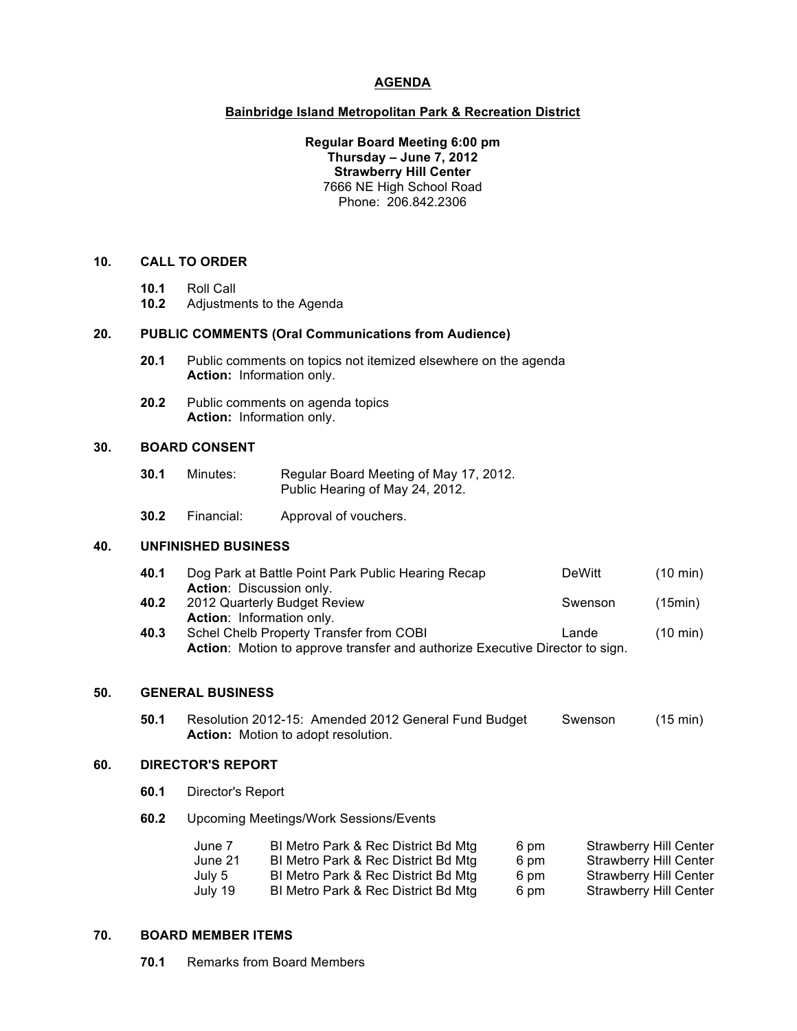# AGENDA

## Bainbridge Island Metropolitan Park & Recreation District

**Regular Board Meeting 6:00 pm**
**Thursday – June 7, 2012**
**Strawberry Hill Center**
7666 NE High School Road
Phone: 206.842.2306

### 10. CALL TO ORDER

- **10.1** Roll Call
- **10.2** Adjustments to the Agenda

### 20. PUBLIC COMMENTS (Oral Communications from Audience)

- **20.1** Public comments on topics not itemized elsewhere on the agenda
  **Action:** Information only.
- **20.2** Public comments on agenda topics
  **Action:** Information only.

### 30. BOARD CONSENT

- **30.1** Minutes: Regular Board Meeting of May 17, 2012.
  Public Hearing of May 24, 2012.
- **30.2** Financial: Approval of vouchers.

### 40. UNFINISHED BUSINESS

- **40.1** Dog Park at Battle Point Park Public Hearing Recap — DeWitt (10 min)
  **Action**: Discussion only.
- **40.2** 2012 Quarterly Budget Review — Swenson (15min)
  **Action**: Information only.
- **40.3** Schel Chelb Property Transfer from COBI — Lande (10 min)
  **Action**: Motion to approve transfer and authorize Executive Director to sign.

### 50. GENERAL BUSINESS

- **50.1** Resolution 2012-15: Amended 2012 General Fund Budget — Swenson (15 min)
  **Action:** Motion to adopt resolution.

### 60. DIRECTOR'S REPORT

- **60.1** Director's Report
- **60.2** Upcoming Meetings/Work Sessions/Events

| | | | |
|---|---|---|---|
| June 7 | BI Metro Park & Rec District Bd Mtg | 6 pm | Strawberry Hill Center |
| June 21 | BI Metro Park & Rec District Bd Mtg | 6 pm | Strawberry Hill Center |
| July 5 | BI Metro Park & Rec District Bd Mtg | 6 pm | Strawberry Hill Center |
| July 19 | BI Metro Park & Rec District Bd Mtg | 6 pm | Strawberry Hill Center |

### 70. BOARD MEMBER ITEMS

- **70.1** Remarks from Board Members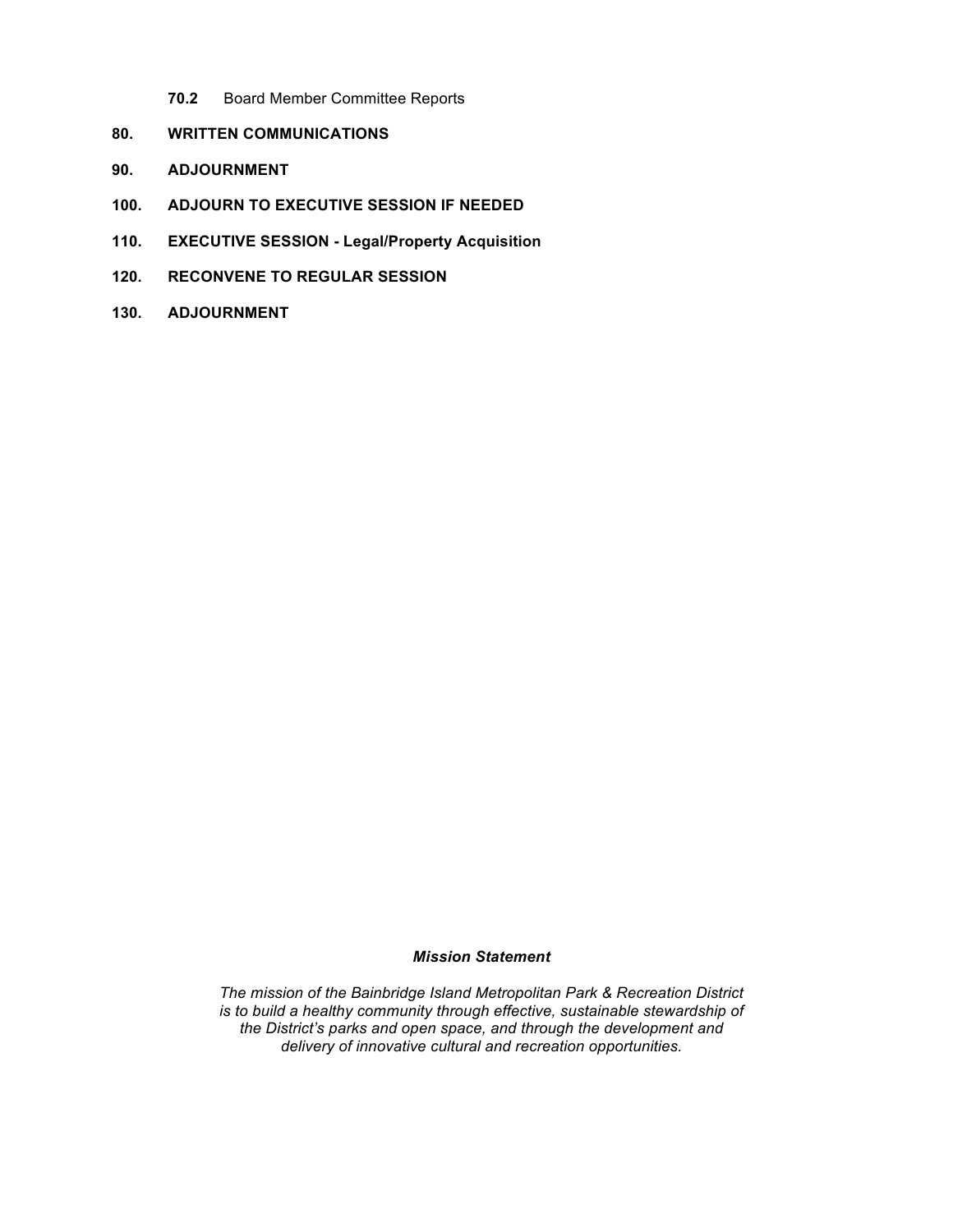**70.2** Board Member Committee Reports

**80. WRITTEN COMMUNICATIONS**

**90. ADJOURNMENT**

**100. ADJOURN TO EXECUTIVE SESSION IF NEEDED**

**110. EXECUTIVE SESSION - Legal/Property Acquisition**

**120. RECONVENE TO REGULAR SESSION**

**130. ADJOURNMENT**

***Mission Statement***

*The mission of the Bainbridge Island Metropolitan Park & Recreation District is to build a healthy community through effective, sustainable stewardship of the District's parks and open space, and through the development and delivery of innovative cultural and recreation opportunities.*